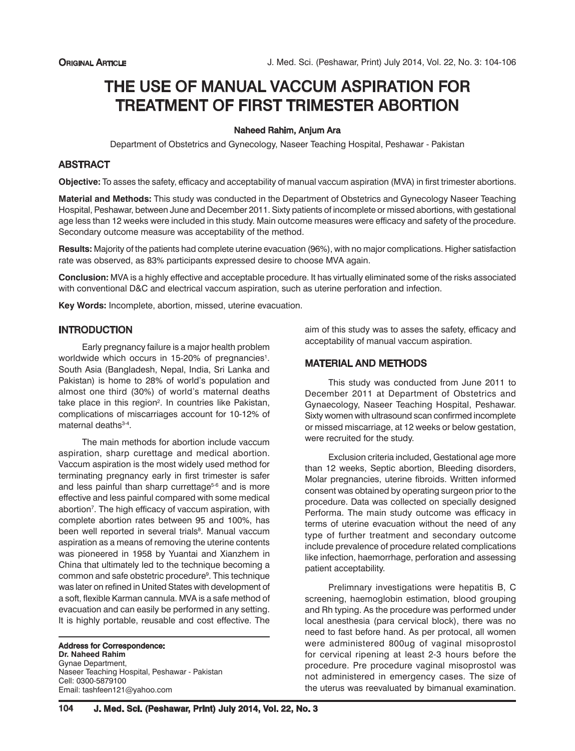ORIGINAL ARTICLE

# THE USE OF MANUAL VACCUM ASPIRATION FOR TREATMENT OF FIRST TRIMESTER ABORTION

**Naheed Rahim, Anjum Ara**

Department of Obstetrics and Gynecology, Naseer Teaching Hospital, Peshawar - Pakistan

## ABSTRACT

**Objective:** To asses the safety, efficacy and acceptability of manual vaccum aspiration (MVA) in first trimester abortions.

**Material and Methods:** This study was conducted in the Department of Obstetrics and Gynecology Naseer Teaching Hospital, Peshawar, between June and December 2011. Sixty patients of incomplete or missed abortions, with gestational age less than 12 weeks were included in this study. Main outcome measures were efficacy and safety of the procedure. Secondary outcome measure was acceptability of the method.

**Results:** Majority of the patients had complete uterine evacuation (96%), with no major complications. Higher satisfaction rate was observed, as 83% participants expressed desire to choose MVA again.

**Conclusion:** MVA is a highly effective and acceptable procedure. It has virtually eliminated some of the risks associated with conventional D&C and electrical vaccum aspiration, such as uterine perforation and infection.

**Key Words:** Incomplete, abortion, missed, uterine evacuation.

## INTRODUCTION

Early pregnancy failure is a major health problem worldwide which occurs in 15-20% of pregnancies[1]. South Asia (Bangladesh, Nepal, India, Sri Lanka and Pakistan) is home to 28% of world's population and almost one third (30%) of world's maternal deaths take place in this region[2]. In countries like Pakistan, complications of miscarriages account for 10-12% of maternal deaths[3-4].

The main methods for abortion include vaccum aspiration, sharp curettage and medical abortion. Vaccum aspiration is the most widely used method for terminating pregnancy early in first trimester is safer and less painful than sharp currettage[5-6] and is more effective and less painful compared with some medical abortion[7]. The high efficacy of vaccum aspiration, with complete abortion rates between 95 and 100%, has been well reported in several trials[8]. Manual vaccum aspiration as a means of removing the uterine contents was pioneered in 1958 by Yuantai and Xianzhem in China that ultimately led to the technique becoming a common and safe obstetric procedure[9]. This technique was later on refined in United States with development of a soft, flexible Karman cannula. MVA is a safe method of evacuation and can easily be performed in any setting. It is highly portable, reusable and cost effective. The aim of this study was to asses the safety, efficacy and acceptability of manual vaccum aspiration.

**Address for Correspondence:**
**Dr. Naheed Rahim**
Gynae Department,
Naseer Teaching Hospital, Peshawar - Pakistan
Cell: 0300-5879100
Email: tashfeen121@yahoo.com

## MATERIAL AND METHODS

This study was conducted from June 2011 to December 2011 at Department of Obstetrics and Gynaecology, Naseer Teaching Hospital, Peshawar. Sixty women with ultrasound scan confirmed incomplete or missed miscarriage, at 12 weeks or below gestation, were recruited for the study.

Exclusion criteria included, Gestational age more than 12 weeks, Septic abortion, Bleeding disorders, Molar pregnancies, uterine fibroids. Written informed consent was obtained by operating surgeon prior to the procedure. Data was collected on specially designed Performa. The main study outcome was efficacy in terms of uterine evacuation without the need of any type of further treatment and secondary outcome include prevalence of procedure related complications like infection, haemorrhage, perforation and assessing patient acceptability.

Prelimnary investigations were hepatitis B, C screening, haemoglobin estimation, blood grouping and Rh typing. As the procedure was performed under local anesthesia (para cervical block), there was no need to fast before hand. As per protocal, all women were administered 800ug of vaginal misoprostol for cervical ripening at least 2-3 hours before the procedure. Pre procedure vaginal misoprostol was not administered in emergency cases. The size of the uterus was reevaluated by bimanual examination.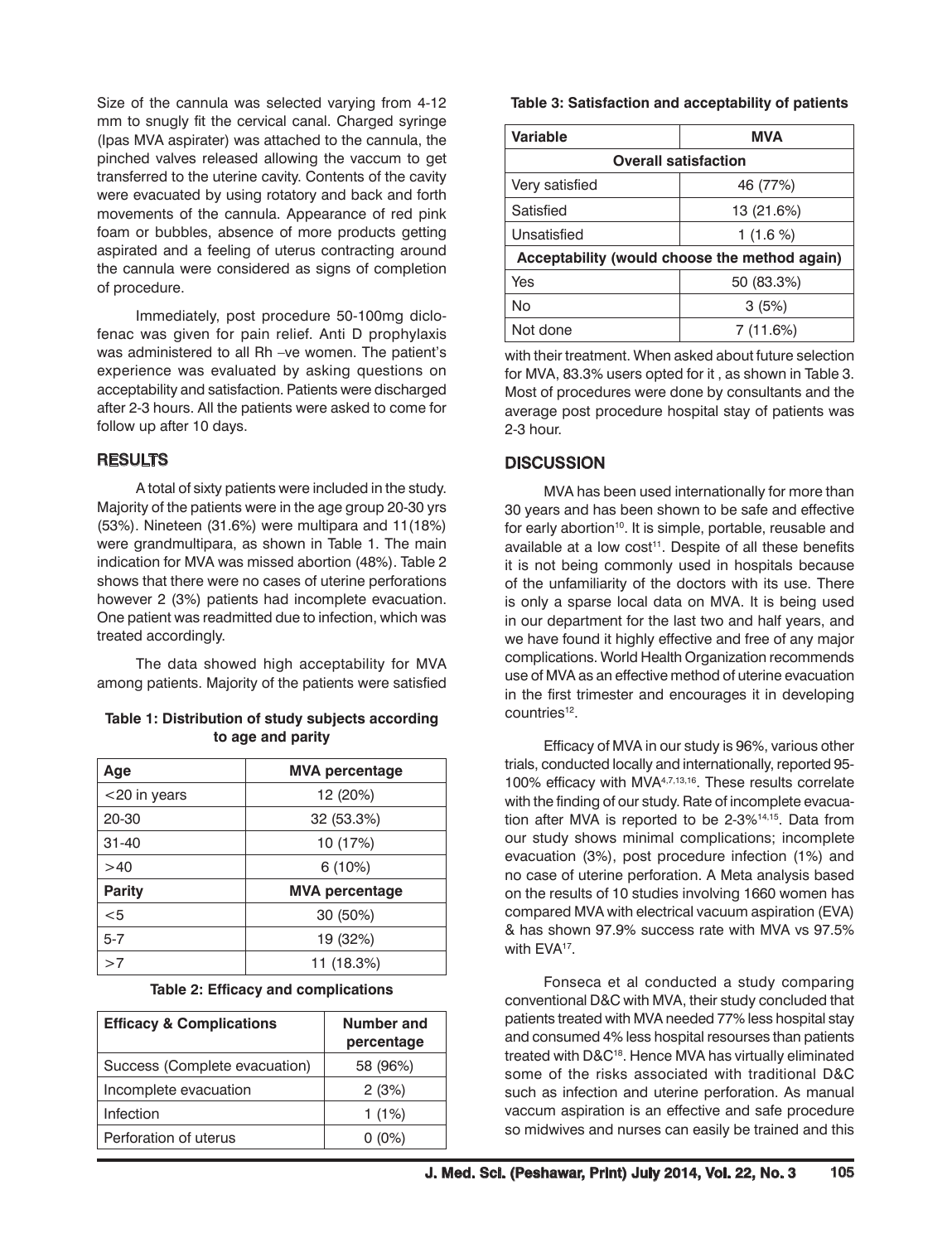Size of the cannula was selected varying from 4-12 mm to snugly fit the cervical canal. Charged syringe (Ipas MVA aspirater) was attached to the cannula, the pinched valves released allowing the vaccum to get transferred to the uterine cavity. Contents of the cavity were evacuated by using rotatory and back and forth movements of the cannula. Appearance of red pink foam or bubbles, absence of more products getting aspirated and a feeling of uterus contracting around the cannula were considered as signs of completion of procedure.

Immediately, post procedure 50-100mg diclofenac was given for pain relief. Anti D prophylaxis was administered to all Rh –ve women. The patient's experience was evaluated by asking questions on acceptability and satisfaction. Patients were discharged after 2-3 hours. All the patients were asked to come for follow up after 10 days.

## RESULTS

A total of sixty patients were included in the study. Majority of the patients were in the age group 20-30 yrs (53%). Nineteen (31.6%) were multipara and 11(18%) were grandmultipara, as shown in Table 1. The main indication for MVA was missed abortion (48%). Table 2 shows that there were no cases of uterine perforations however 2 (3%) patients had incomplete evacuation. One patient was readmitted due to infection, which was treated accordingly.

The data showed high acceptability for MVA among patients. Majority of the patients were satisfied with their treatment. When asked about future selection for MVA, 83.3% users opted for it , as shown in Table 3. Most of procedures were done by consultants and the average post procedure hospital stay of patients was 2-3 hour.

**Table 1: Distribution of study subjects according to age and parity**

| Age | MVA percentage |
|---|---|
| <20 in years | 12 (20%) |
| 20-30 | 32 (53.3%) |
| 31-40 | 10 (17%) |
| >40 | 6 (10%) |
| **Parity** | **MVA percentage** |
| <5 | 30 (50%) |
| 5-7 | 19 (32%) |
| >7 | 11 (18.3%) |

**Table 2: Efficacy and complications**

| Efficacy & Complications | Number and percentage |
|---|---|
| Success (Complete evacuation) | 58 (96%) |
| Incomplete evacuation | 2 (3%) |
| Infection | 1 (1%) |
| Perforation of uterus | 0 (0%) |

**Table 3: Satisfaction and acceptability of patients**

| Variable | MVA |
|---|---|
| **Overall satisfaction** | |
| Very satisfied | 46 (77%) |
| Satisfied | 13 (21.6%) |
| Unsatisfied | 1 (1.6 %) |
| **Acceptability (would choose the method again)** | |
| Yes | 50 (83.3%) |
| No | 3 (5%) |
| Not done | 7 (11.6%) |

## DISCUSSION

MVA has been used internationally for more than 30 years and has been shown to be safe and effective for early abortion[10]. It is simple, portable, reusable and available at a low cost[11]. Despite of all these benefits it is not being commonly used in hospitals because of the unfamiliarity of the doctors with its use. There is only a sparse local data on MVA. It is being used in our department for the last two and half years, and we have found it highly effective and free of any major complications. World Health Organization recommends use of MVA as an effective method of uterine evacuation in the first trimester and encourages it in developing countries[12].

Efficacy of MVA in our study is 96%, various other trials, conducted locally and internationally, reported 95-100% efficacy with MVA[4,7,13,16]. These results correlate with the finding of our study. Rate of incomplete evacuation after MVA is reported to be 2-3%[14,15]. Data from our study shows minimal complications; incomplete evacuation (3%), post procedure infection (1%) and no case of uterine perforation. A Meta analysis based on the results of 10 studies involving 1660 women has compared MVA with electrical vacuum aspiration (EVA) & has shown 97.9% success rate with MVA vs 97.5% with EVA[17].

Fonseca et al conducted a study comparing conventional D&C with MVA, their study concluded that patients treated with MVA needed 77% less hospital stay and consumed 4% less hospital resourses than patients treated with D&C[18]. Hence MVA has virtually eliminated some of the risks associated with traditional D&C such as infection and uterine perforation. As manual vaccum aspiration is an effective and safe procedure so midwives and nurses can easily be trained and this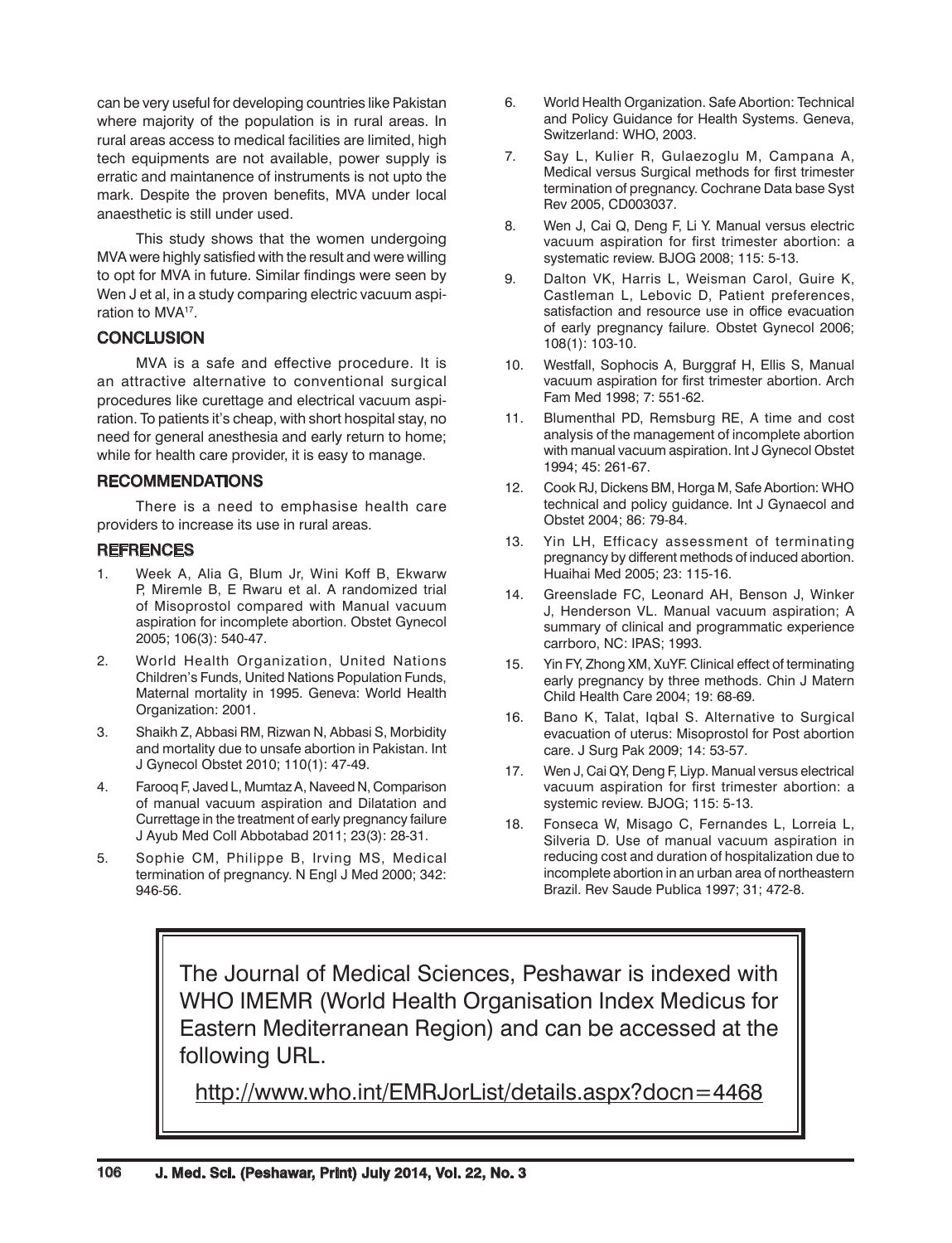can be very useful for developing countries like Pakistan where majority of the population is in rural areas. In rural areas access to medical facilities are limited, high tech equipments are not available, power supply is erratic and maintanence of instruments is not upto the mark. Despite the proven benefits, MVA under local anaesthetic is still under used.

This study shows that the women undergoing MVA were highly satisfied with the result and were willing to opt for MVA in future. Similar findings were seen by Wen J et al, in a study comparing electric vacuum aspiration to MVA[17].

## CONCLUSION

MVA is a safe and effective procedure. It is an attractive alternative to conventional surgical procedures like curettage and electrical vacuum aspiration. To patients it's cheap, with short hospital stay, no need for general anesthesia and early return to home; while for health care provider, it is easy to manage.

## RECOMMENDATIONS

There is a need to emphasise health care providers to increase its use in rural areas.

## REFRENCES

1. Week A, Alia G, Blum Jr, Wini Koff B, Ekwarw P, Miremle B, E Rwaru et al. A randomized trial of Misoprostol compared with Manual vacuum aspiration for incomplete abortion. Obstet Gynecol 2005; 106(3): 540-47.
2. World Health Organization, United Nations Children's Funds, United Nations Population Funds, Maternal mortality in 1995. Geneva: World Health Organization: 2001.
3. Shaikh Z, Abbasi RM, Rizwan N, Abbasi S, Morbidity and mortality due to unsafe abortion in Pakistan. Int J Gynecol Obstet 2010; 110(1): 47-49.
4. Farooq F, Javed L, Mumtaz A, Naveed N, Comparison of manual vacuum aspiration and Dilatation and Currettage in the treatment of early pregnancy failure J Ayub Med Coll Abbotabad 2011; 23(3): 28-31.
5. Sophie CM, Philippe B, Irving MS, Medical termination of pregnancy. N Engl J Med 2000; 342: 946-56.
6. World Health Organization. Safe Abortion: Technical and Policy Guidance for Health Systems. Geneva, Switzerland: WHO, 2003.
7. Say L, Kulier R, Gulaezoglu M, Campana A, Medical versus Surgical methods for first trimester termination of pregnancy. Cochrane Data base Syst Rev 2005, CD003037.
8. Wen J, Cai Q, Deng F, Li Y. Manual versus electric vacuum aspiration for first trimester abortion: a systematic review. BJOG 2008; 115: 5-13.
9. Dalton VK, Harris L, Weisman Carol, Guire K, Castleman L, Lebovic D, Patient preferences, satisfaction and resource use in office evacuation of early pregnancy failure. Obstet Gynecol 2006; 108(1): 103-10.
10. Westfall, Sophocis A, Burggraf H, Ellis S, Manual vacuum aspiration for first trimester abortion. Arch Fam Med 1998; 7: 551-62.
11. Blumenthal PD, Remsburg RE, A time and cost analysis of the management of incomplete abortion with manual vacuum aspiration. Int J Gynecol Obstet 1994; 45: 261-67.
12. Cook RJ, Dickens BM, Horga M, Safe Abortion: WHO technical and policy guidance. Int J Gynaecol and Obstet 2004; 86: 79-84.
13. Yin LH, Efficacy assessment of terminating pregnancy by different methods of induced abortion. Huaihai Med 2005; 23: 115-16.
14. Greenslade FC, Leonard AH, Benson J, Winker J, Henderson VL. Manual vacuum aspiration; A summary of clinical and programmatic experience carrboro, NC: IPAS; 1993.
15. Yin FY, Zhong XM, XuYF. Clinical effect of terminating early pregnancy by three methods. Chin J Matern Child Health Care 2004; 19: 68-69.
16. Bano K, Talat, Iqbal S. Alternative to Surgical evacuation of uterus: Misoprostol for Post abortion care. J Surg Pak 2009; 14: 53-57.
17. Wen J, Cai QY, Deng F, Liyp. Manual versus electrical vacuum aspiration for first trimester abortion: a systemic review. BJOG; 115: 5-13.
18. Fonseca W, Misago C, Fernandes L, Lorreia L, Silveria D. Use of manual vacuum aspiration in reducing cost and duration of hospitalization due to incomplete abortion in an urban area of northeastern Brazil. Rev Saude Publica 1997; 31; 472-8.

The Journal of Medical Sciences, Peshawar is indexed with WHO IMEMR (World Health Organisation Index Medicus for Eastern Mediterranean Region) and can be accessed at the following URL.

http://www.who.int/EMRJorList/details.aspx?docn=4468